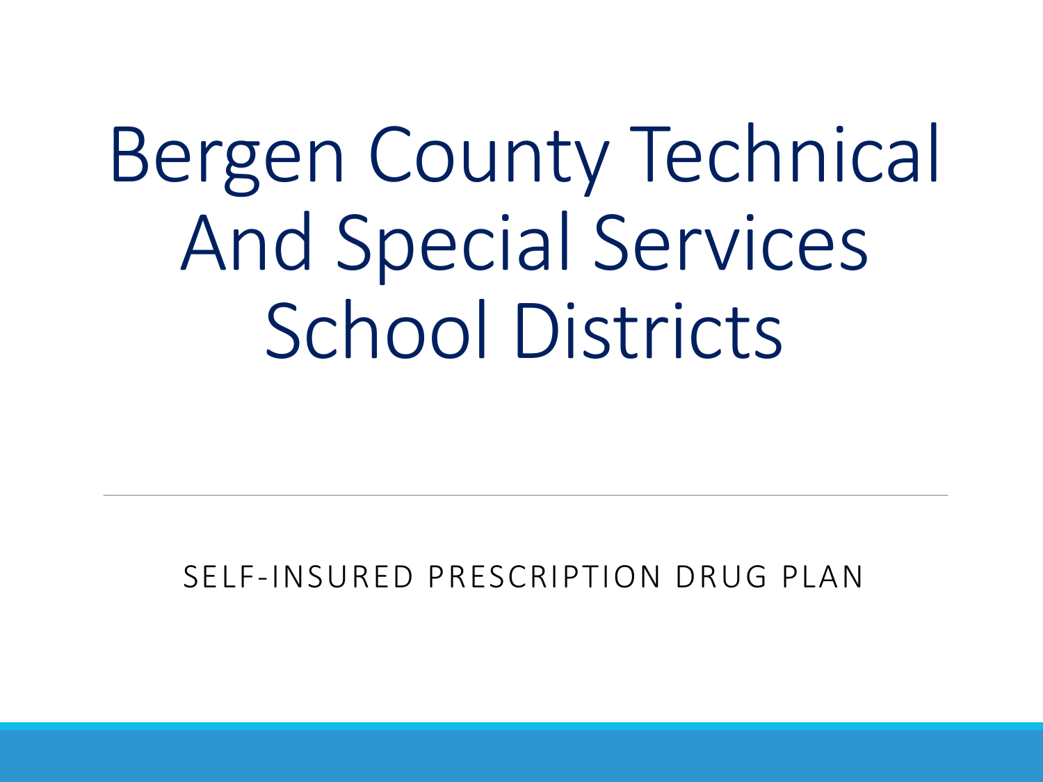# Bergen County Technical And Special Services School Districts

SELF-INSURED PRESCRIPTION DRUG PLAN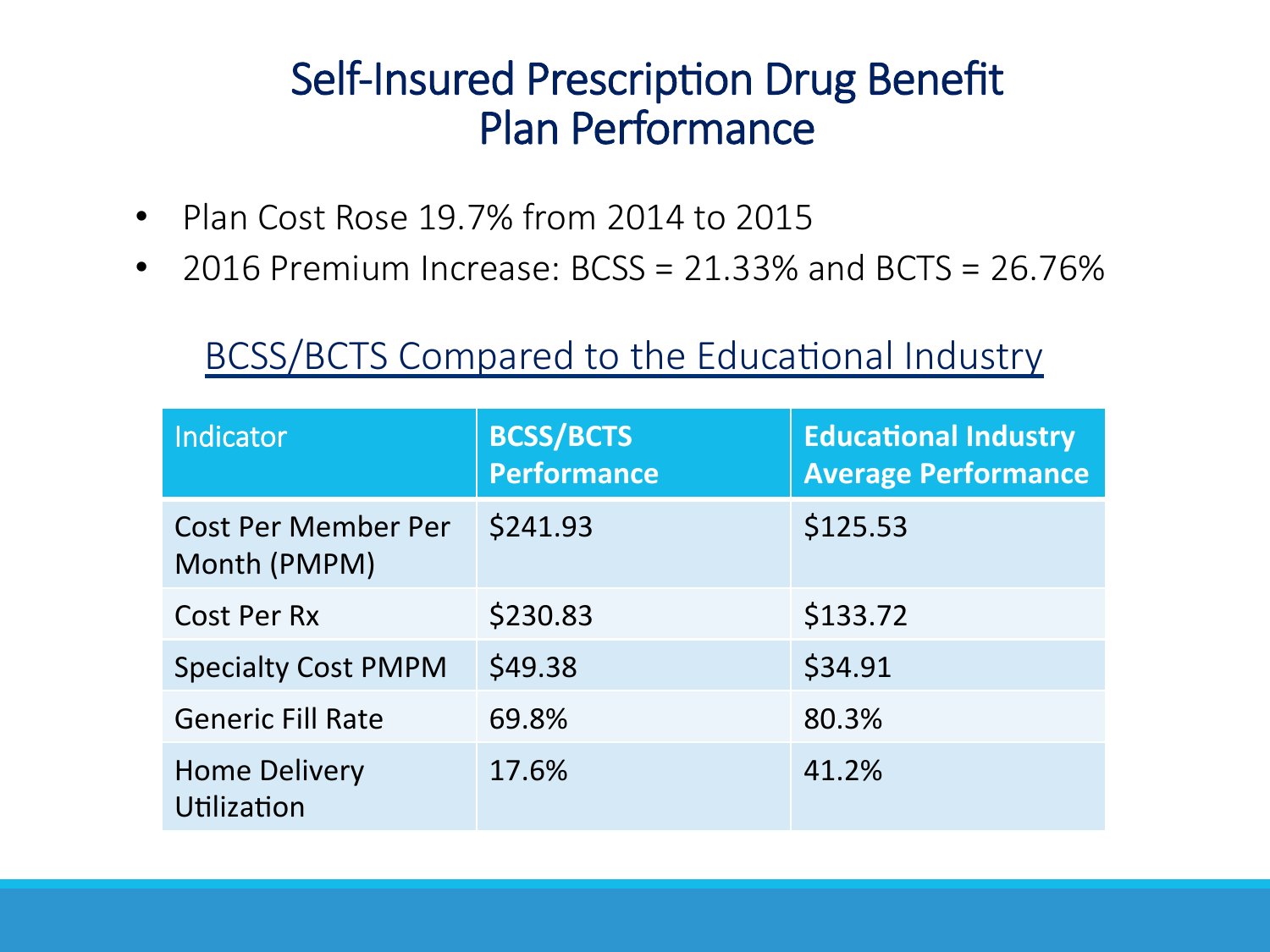# Self-Insured Prescription Drug Benefit Plan Performance

- Plan Cost Rose 19.7% from 2014 to 2015
- 2016 Premium Increase: BCSS = 21.33% and BCTS = 26.76%

## BCSS/BCTS Compared to the Educational Industry

| Indicator | **BCSS/BCTS Performance** | **Educational Industry Average Performance** |
| --- | --- | --- |
| Cost Per Member Per Month (PMPM) | $241.93 | $125.53 |
| Cost Per Rx | $230.83 | $133.72 |
| Specialty Cost PMPM | $49.38 | $34.91 |
| Generic Fill Rate | 69.8% | 80.3% |
| Home Delivery Utilization | 17.6% | 41.2% |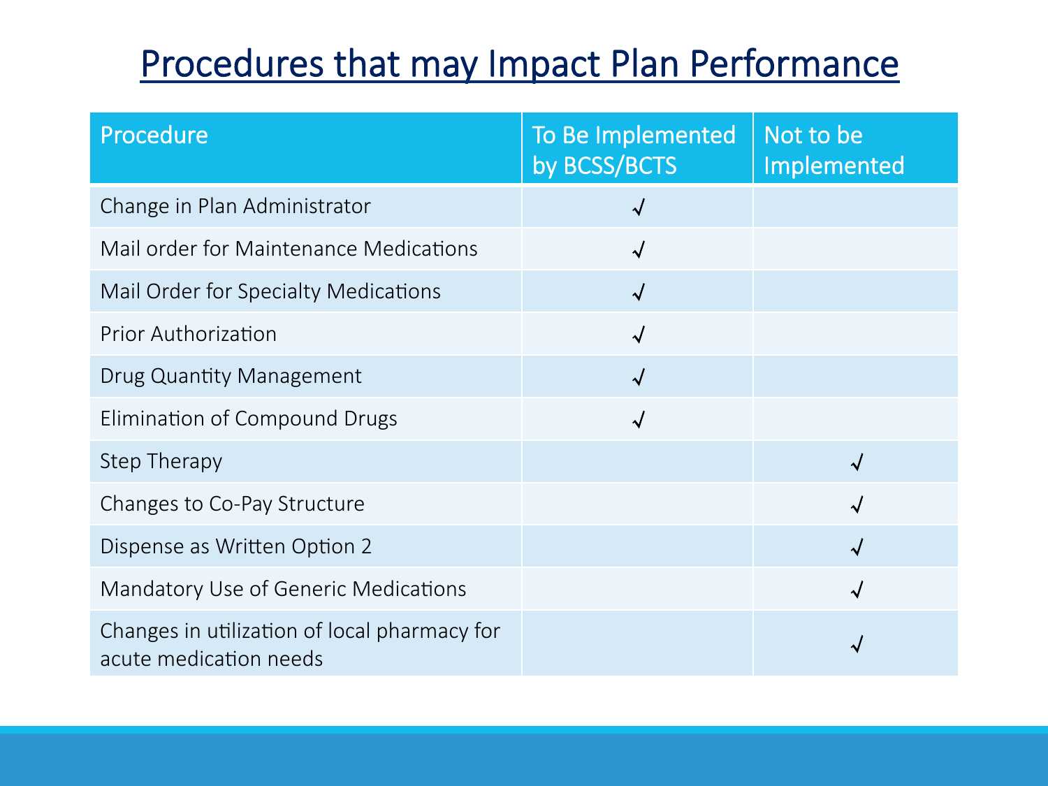# Procedures that may Impact Plan Performance

| Procedure | To Be Implemented by BCSS/BCTS | Not to be Implemented |
|---|---|---|
| Change in Plan Administrator | √ | |
| Mail order for Maintenance Medications | √ | |
| Mail Order for Specialty Medications | √ | |
| Prior Authorization | √ | |
| Drug Quantity Management | √ | |
| Elimination of Compound Drugs | √ | |
| Step Therapy | | √ |
| Changes to Co-Pay Structure | | √ |
| Dispense as Written Option 2 | | √ |
| Mandatory Use of Generic Medications | | √ |
| Changes in utilization of local pharmacy for acute medication needs | | √ |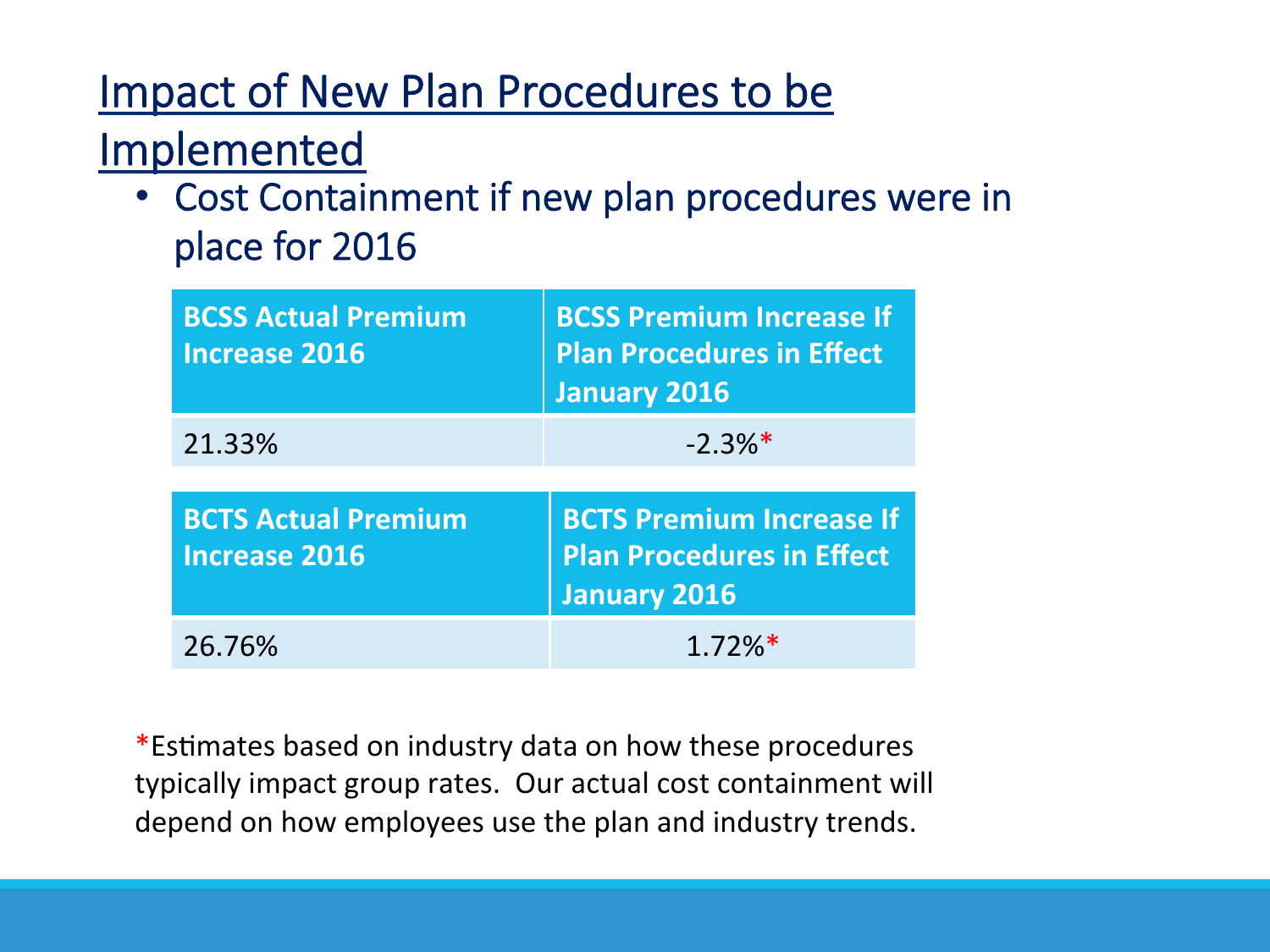# Impact of New Plan Procedures to be Implemented

- Cost Containment if new plan procedures were in place for 2016

| BCSS Actual Premium Increase 2016 | BCSS Premium Increase If Plan Procedures in Effect January 2016 |
|---|---|
| 21.33% | -2.3%* |

| BCTS Actual Premium Increase 2016 | BCTS Premium Increase If Plan Procedures in Effect January 2016 |
|---|---|
| 26.76% | 1.72%* |

*Estimates based on industry data on how these procedures typically impact group rates. Our actual cost containment will depend on how employees use the plan and industry trends.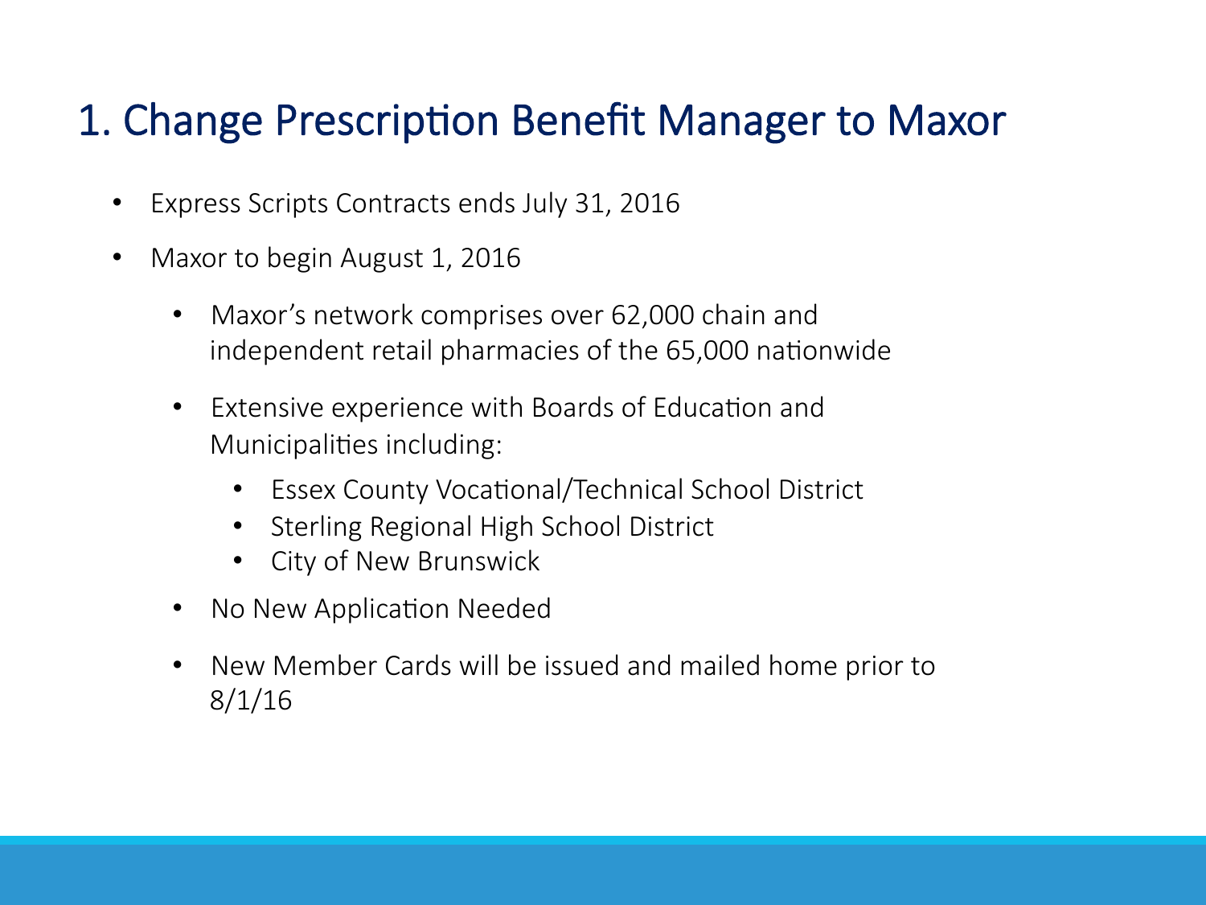# 1. Change Prescription Benefit Manager to Maxor

- Express Scripts Contracts ends July 31, 2016
- Maxor to begin August 1, 2016
  - Maxor's network comprises over 62,000 chain and independent retail pharmacies of the 65,000 nationwide
  - Extensive experience with Boards of Education and Municipalities including:
    - Essex County Vocational/Technical School District
    - Sterling Regional High School District
    - City of New Brunswick
  - No New Application Needed
  - New Member Cards will be issued and mailed home prior to 8/1/16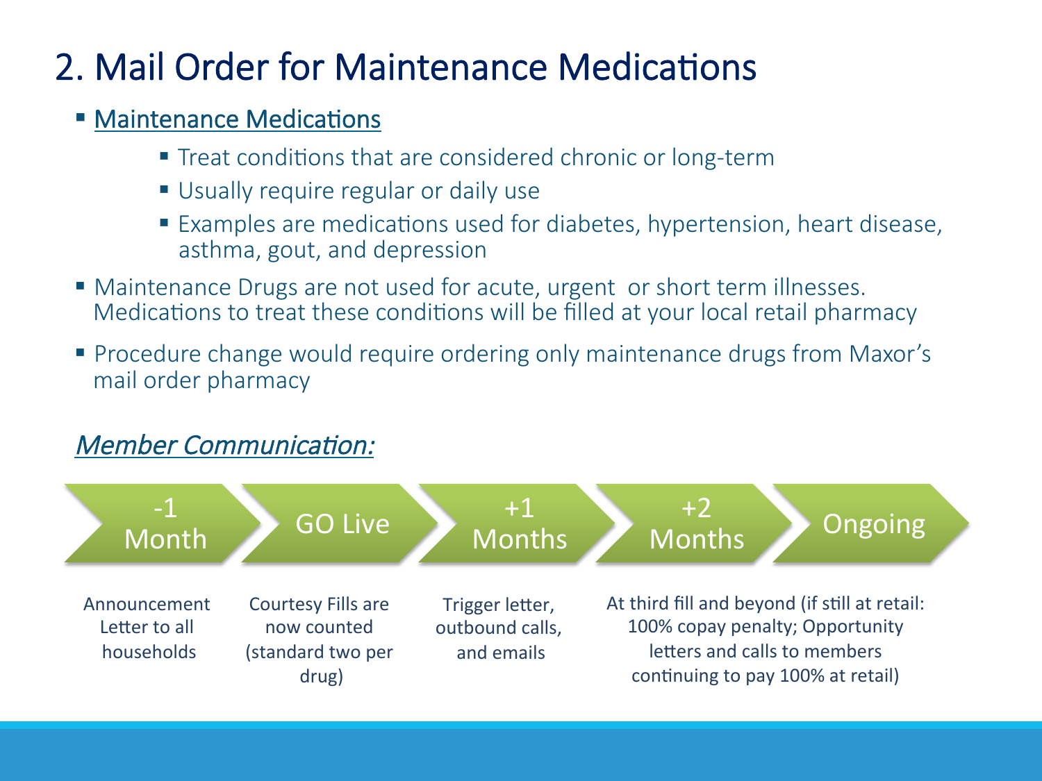# 2. Mail Order for Maintenance Medications

- Maintenance Medications
  - Treat conditions that are considered chronic or long-term
  - Usually require regular or daily use
  - Examples are medications used for diabetes, hypertension, heart disease, asthma, gout, and depression
- Maintenance Drugs are not used for acute, urgent or short term illnesses. Medications to treat these conditions will be filled at your local retail pharmacy
- Procedure change would require ordering only maintenance drugs from Maxor's mail order pharmacy

*Member Communication:*

| -1 Month | GO Live | +1 Months | +2 Months | Ongoing |
|---|---|---|---|---|
| Announcement Letter to all households | Courtesy Fills are now counted (standard two per drug) | Trigger letter, outbound calls, and emails | At third fill and beyond (if still at retail: 100% copay penalty; Opportunity letters and calls to members continuing to pay 100% at retail) | |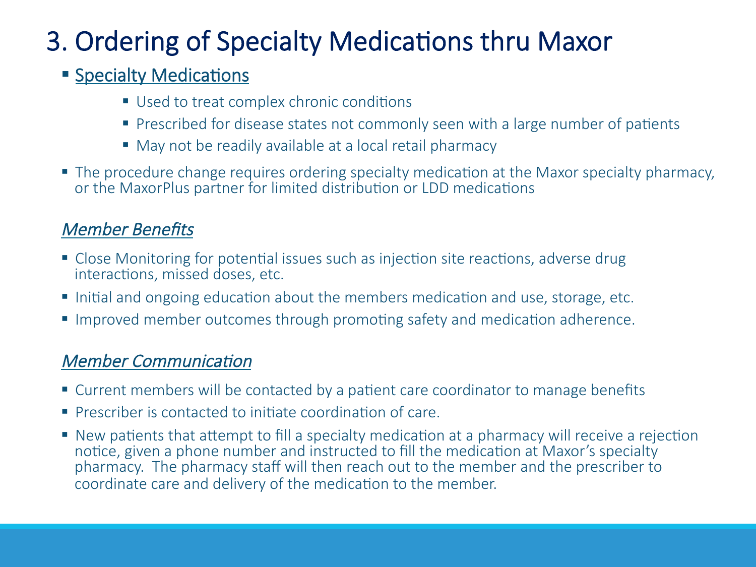# 3. Ordering of Specialty Medications thru Maxor

- <u>Specialty Medications</u>
  - Used to treat complex chronic conditions
  - Prescribed for disease states not commonly seen with a large number of patients
  - May not be readily available at a local retail pharmacy
- The procedure change requires ordering specialty medication at the Maxor specialty pharmacy, or the MaxorPlus partner for limited distribution or LDD medications

## *Member Benefits*

- Close Monitoring for potential issues such as injection site reactions, adverse drug interactions, missed doses, etc.
- Initial and ongoing education about the members medication and use, storage, etc.
- Improved member outcomes through promoting safety and medication adherence.

## *Member Communication*

- Current members will be contacted by a patient care coordinator to manage benefits
- Prescriber is contacted to initiate coordination of care.
- New patients that attempt to fill a specialty medication at a pharmacy will receive a rejection notice, given a phone number and instructed to fill the medication at Maxor's specialty pharmacy. The pharmacy staff will then reach out to the member and the prescriber to coordinate care and delivery of the medication to the member.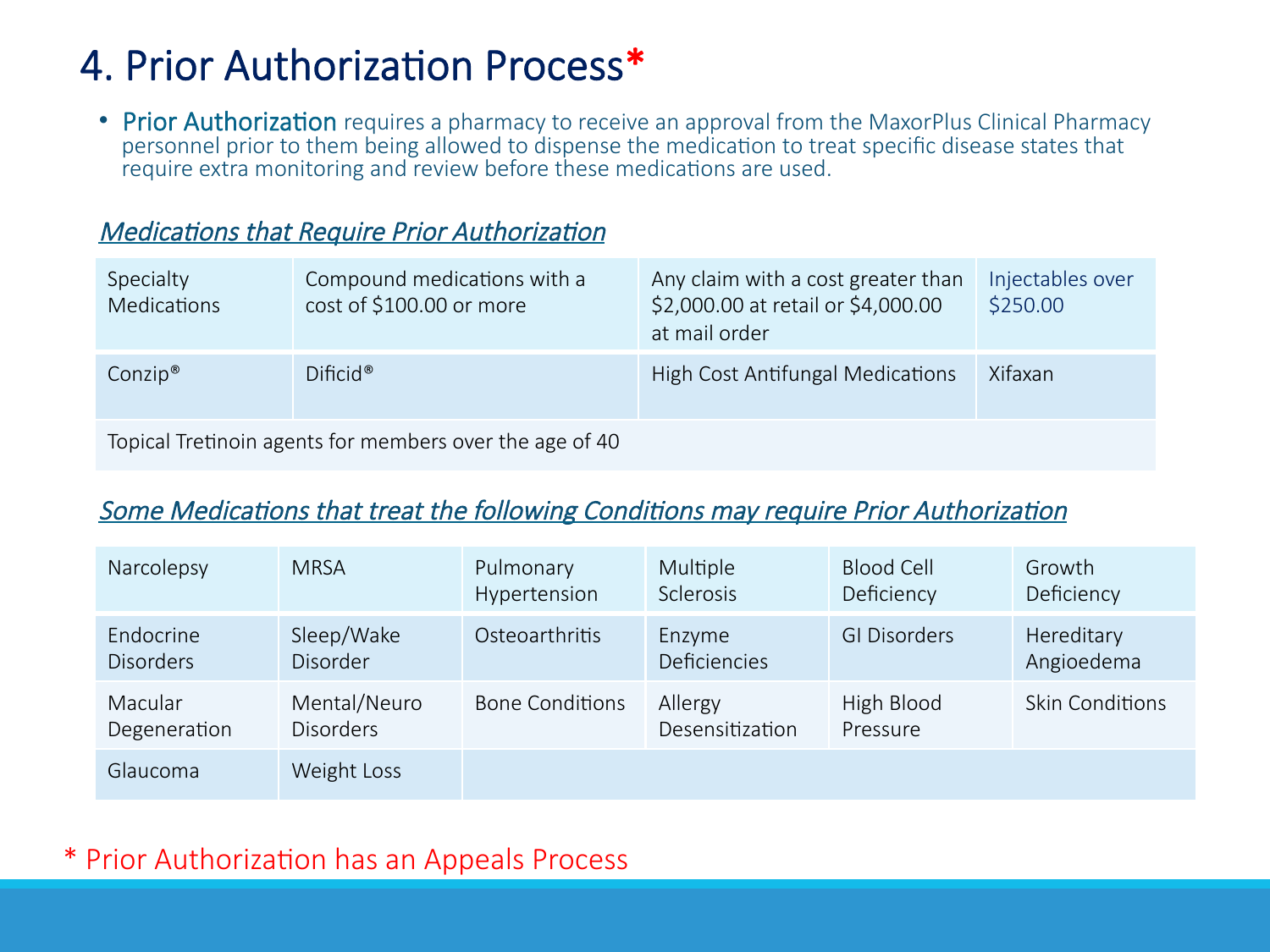# 4. Prior Authorization Process*

- **Prior Authorization** requires a pharmacy to receive an approval from the MaxorPlus Clinical Pharmacy personnel prior to them being allowed to dispense the medication to treat specific disease states that require extra monitoring and review before these medications are used.

### *Medications that Require Prior Authorization*

| | | | |
|---|---|---|---|
| Specialty Medications | Compound medications with a cost of $100.00 or more | Any claim with a cost greater than $2,000.00 at retail or $4,000.00 at mail order | Injectables over $250.00 |
| Conzip® | Dificid® | High Cost Antifungal Medications | Xifaxan |
| Topical Tretinoin agents for members over the age of 40 | | | |

### *Some Medications that treat the following Conditions may require Prior Authorization*

| | | | | | |
|---|---|---|---|---|---|
| Narcolepsy | MRSA | Pulmonary Hypertension | Multiple Sclerosis | Blood Cell Deficiency | Growth Deficiency |
| Endocrine Disorders | Sleep/Wake Disorder | Osteoarthritis | Enzyme Deficiencies | GI Disorders | Hereditary Angioedema |
| Macular Degeneration | Mental/Neuro Disorders | Bone Conditions | Allergy Desensitization | High Blood Pressure | Skin Conditions |
| Glaucoma | Weight Loss | | | | |

* Prior Authorization has an Appeals Process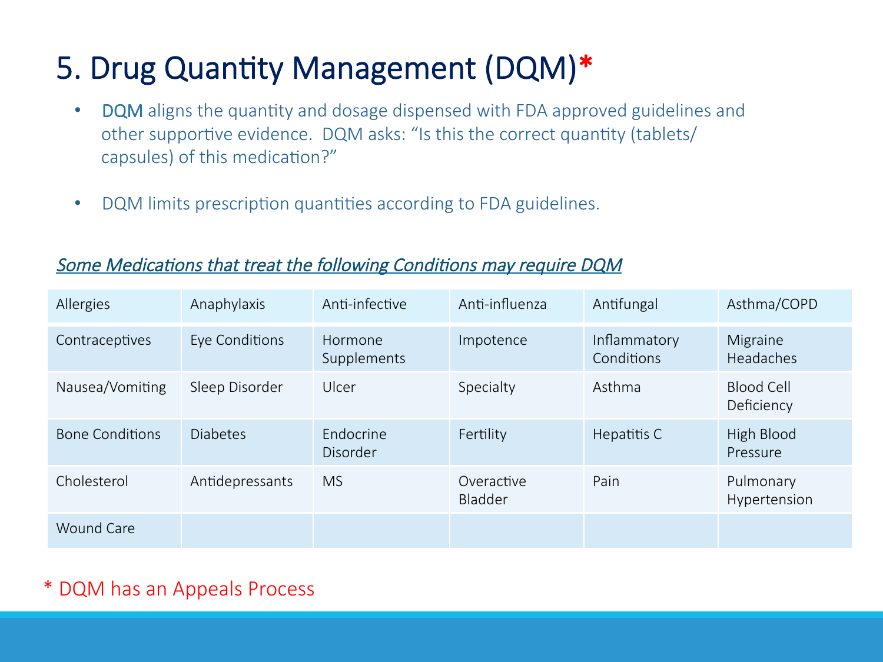# 5. Drug Quantity Management (DQM)*

- DQM aligns the quantity and dosage dispensed with FDA approved guidelines and other supportive evidence. DQM asks: "Is this the correct quantity (tablets/ capsules) of this medication?"

- DQM limits prescription quantities according to FDA guidelines.

*Some Medications that treat the following Conditions may require DQM*

| | | | | | |
|---|---|---|---|---|---|
| Allergies | Anaphylaxis | Anti-infective | Anti-influenza | Antifungal | Asthma/COPD |
| Contraceptives | Eye Conditions | Hormone Supplements | Impotence | Inflammatory Conditions | Migraine Headaches |
| Nausea/Vomiting | Sleep Disorder | Ulcer | Specialty | Asthma | Blood Cell Deficiency |
| Bone Conditions | Diabetes | Endocrine Disorder | Fertility | Hepatitis C | High Blood Pressure |
| Cholesterol | Antidepressants | MS | Overactive Bladder | Pain | Pulmonary Hypertension |
| Wound Care | | | | | |

* DQM has an Appeals Process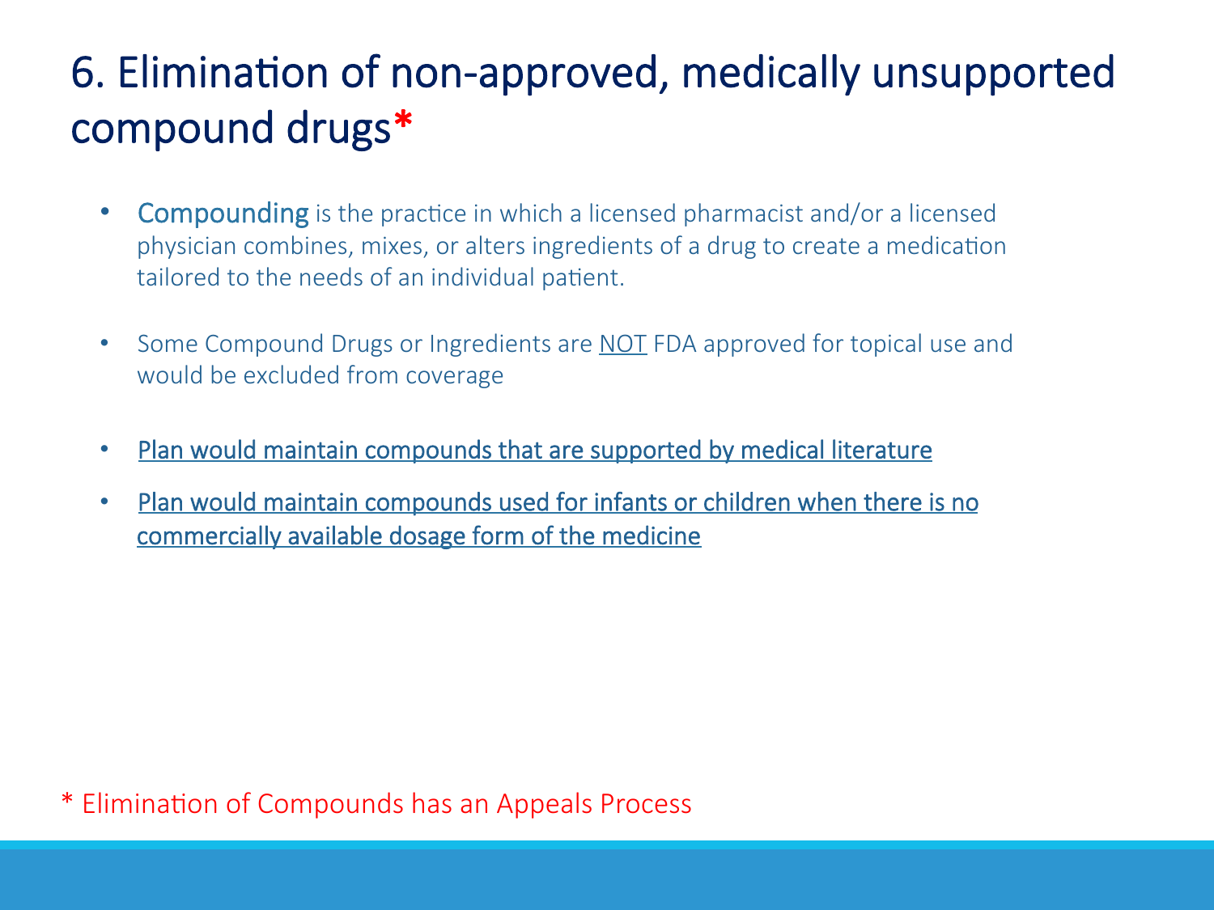# 6. Elimination of non-approved, medically unsupported compound drugs*

- **Compounding** is the practice in which a licensed pharmacist and/or a licensed physician combines, mixes, or alters ingredients of a drug to create a medication tailored to the needs of an individual patient.
- Some Compound Drugs or Ingredients are <u>NOT</u> FDA approved for topical use and would be excluded from coverage
- <u>Plan would maintain compounds that are supported by medical literature</u>
- <u>Plan would maintain compounds used for infants or children when there is no commercially available dosage form of the medicine</u>

* Elimination of Compounds has an Appeals Process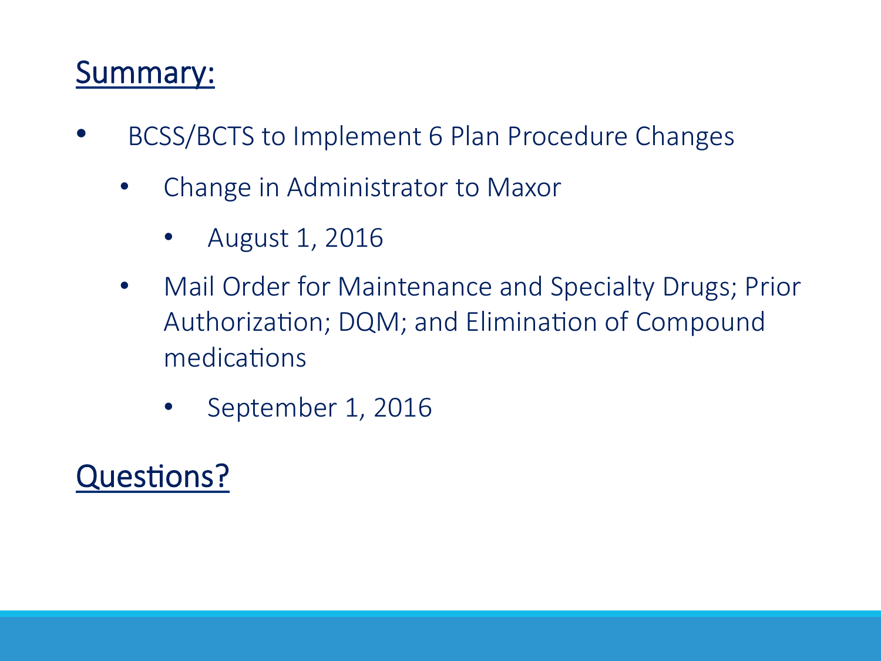## Summary:

- BCSS/BCTS to Implement 6 Plan Procedure Changes
  - Change in Administrator to Maxor
    - August 1, 2016
  - Mail Order for Maintenance and Specialty Drugs; Prior Authorization; DQM; and Elimination of Compound medications
    - September 1, 2016

## Questions?